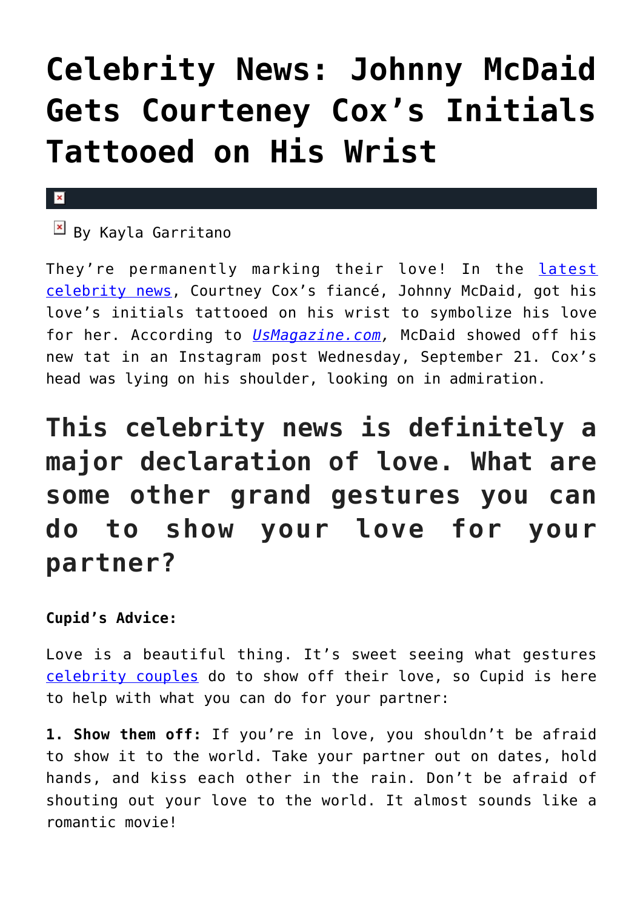# Celebrity News: Johnny McDaid Gets Courteney Cox's Initials Tattooed on His Wrist

By Kayla Garritano

They're permanently marking their love! In the latest celebrity news, Courtney Cox's fiancé, Johnny McDaid, got his love's initials tattooed on his wrist to symbolize his love for her. According to *UsMagazine.com*, McDaid showed off his new tat in an Instagram post Wednesday, September 21. Cox's head was lying on his shoulder, looking on in admiration.

## This celebrity news is definitely a major declaration of love. What are some other grand gestures you can do to show your love for your partner?

**Cupid's Advice:**

Love is a beautiful thing. It's sweet seeing what gestures celebrity couples do to show off their love, so Cupid is here to help with what you can do for your partner:

**1. Show them off:** If you're in love, you shouldn't be afraid to show it to the world. Take your partner out on dates, hold hands, and kiss each other in the rain. Don't be afraid of shouting out your love to the world. It almost sounds like a romantic movie!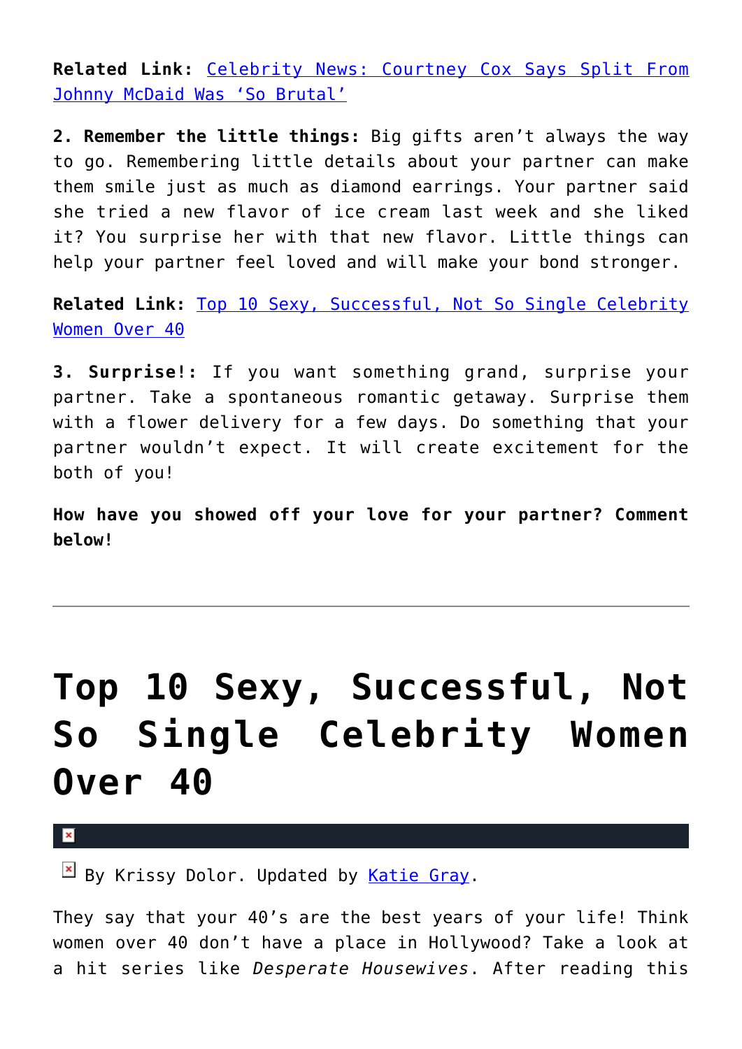**Related Link:** Celebrity News: Courtney Cox Says Split From Johnny McDaid Was 'So Brutal'

**2. Remember the little things:** Big gifts aren't always the way to go. Remembering little details about your partner can make them smile just as much as diamond earrings. Your partner said she tried a new flavor of ice cream last week and she liked it? You surprise her with that new flavor. Little things can help your partner feel loved and will make your bond stronger.

**Related Link:** Top 10 Sexy, Successful, Not So Single Celebrity Women Over 40

**3. Surprise!:** If you want something grand, surprise your partner. Take a spontaneous romantic getaway. Surprise them with a flower delivery for a few days. Do something that your partner wouldn't expect. It will create excitement for the both of you!

**How have you showed off your love for your partner? Comment below!**

---

# Top 10 Sexy, Successful, Not So Single Celebrity Women Over 40

By Krissy Dolor. Updated by Katie Gray.

They say that your 40's are the best years of your life! Think women over 40 don't have a place in Hollywood? Take a look at a hit series like *Desperate Housewives*. After reading this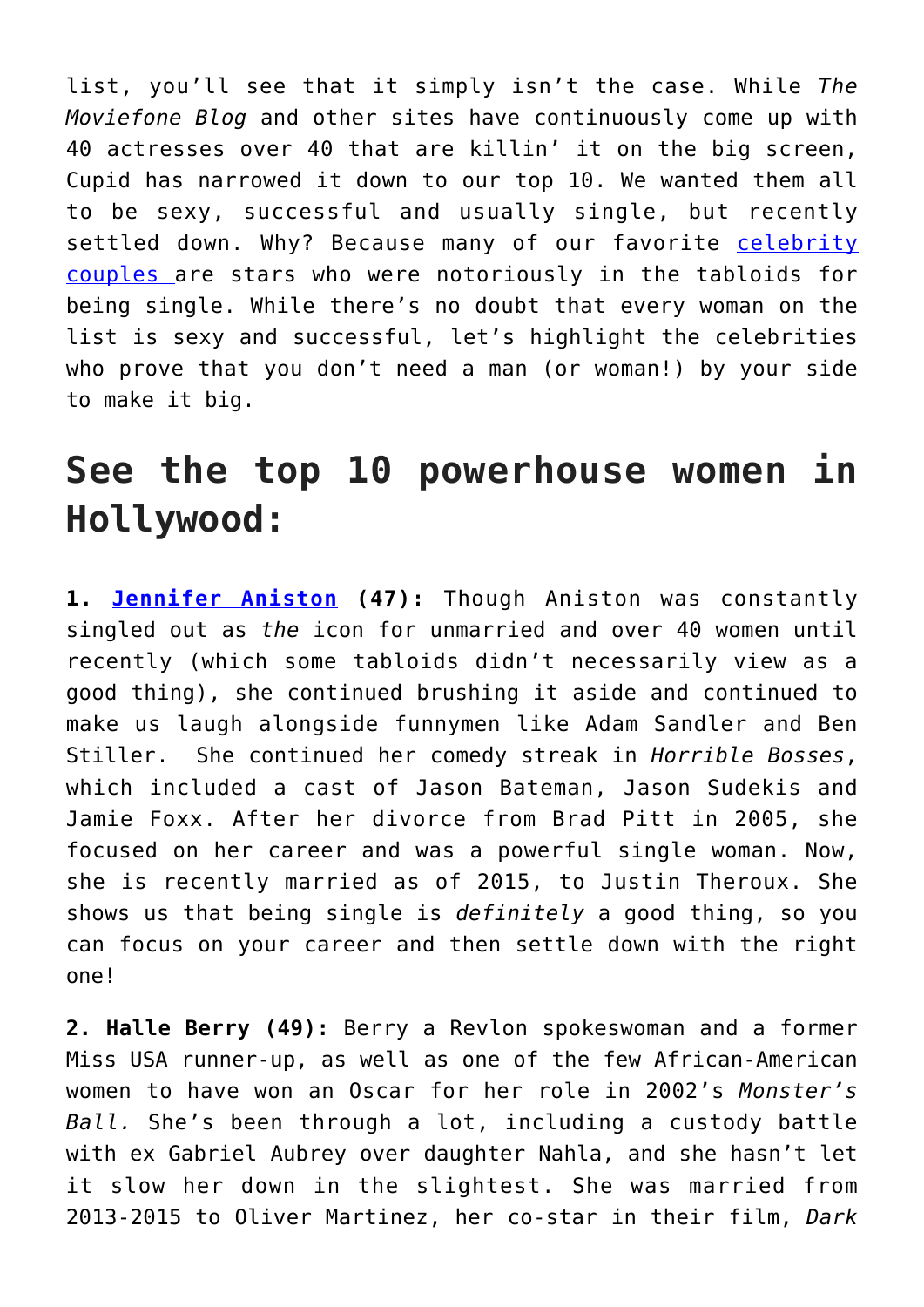list, you'll see that it simply isn't the case. While *The Moviefone Blog* and other sites have continuously come up with 40 actresses over 40 that are killin' it on the big screen, Cupid has narrowed it down to our top 10. We wanted them all to be sexy, successful and usually single, but recently settled down. Why? Because many of our favorite [celebrity couples ](#)are stars who were notoriously in the tabloids for being single. While there's no doubt that every woman on the list is sexy and successful, let's highlight the celebrities who prove that you don't need a man (or woman!) by your side to make it big.

## See the top 10 powerhouse women in Hollywood:

**1. [Jennifer Aniston](#) (47):** Though Aniston was constantly singled out as *the* icon for unmarried and over 40 women until recently (which some tabloids didn't necessarily view as a good thing), she continued brushing it aside and continued to make us laugh alongside funnymen like Adam Sandler and Ben Stiller. She continued her comedy streak in *Horrible Bosses*, which included a cast of Jason Bateman, Jason Sudekis and Jamie Foxx. After her divorce from Brad Pitt in 2005, she focused on her career and was a powerful single woman. Now, she is recently married as of 2015, to Justin Theroux. She shows us that being single is *definitely* a good thing, so you can focus on your career and then settle down with the right one!

**2. Halle Berry (49):** Berry a Revlon spokeswoman and a former Miss USA runner-up, as well as one of the few African-American women to have won an Oscar for her role in 2002's *Monster's Ball.* She's been through a lot, including a custody battle with ex Gabriel Aubrey over daughter Nahla, and she hasn't let it slow her down in the slightest. She was married from 2013-2015 to Oliver Martinez, her co-star in their film, *Dark*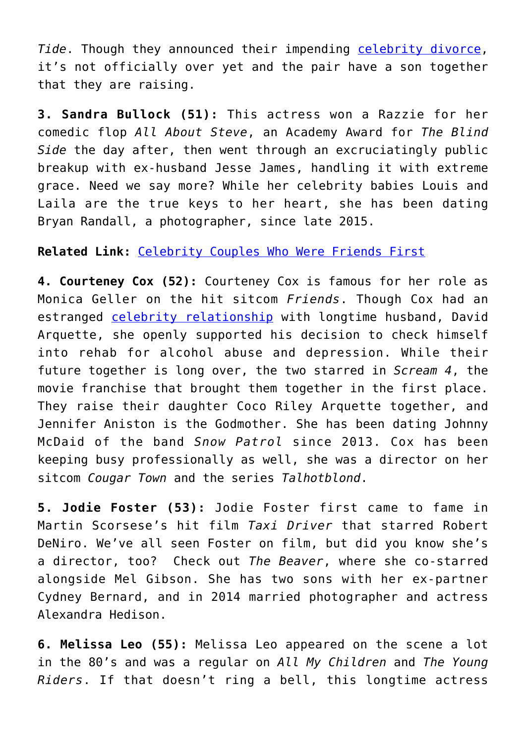*Tide*. Though they announced their impending [celebrity divorce](), it's not officially over yet and the pair have a son together that they are raising.

**3. Sandra Bullock (51):** This actress won a Razzie for her comedic flop *All About Steve*, an Academy Award for *The Blind Side* the day after, then went through an excruciatingly public breakup with ex-husband Jesse James, handling it with extreme grace. Need we say more? While her celebrity babies Louis and Laila are the true keys to her heart, she has been dating Bryan Randall, a photographer, since late 2015.

**Related Link:** [Celebrity Couples Who Were Friends First]()

**4. Courteney Cox (52):** Courteney Cox is famous for her role as Monica Geller on the hit sitcom *Friends*. Though Cox had an estranged [celebrity relationship]() with longtime husband, David Arquette, she openly supported his decision to check himself into rehab for alcohol abuse and depression. While their future together is long over, the two starred in *Scream 4*, the movie franchise that brought them together in the first place. They raise their daughter Coco Riley Arquette together, and Jennifer Aniston is the Godmother. She has been dating Johnny McDaid of the band *Snow Patrol* since 2013. Cox has been keeping busy professionally as well, she was a director on her sitcom *Cougar Town* and the series *Talhotblond*.

**5. Jodie Foster (53):** Jodie Foster first came to fame in Martin Scorsese's hit film *Taxi Driver* that starred Robert DeNiro. We've all seen Foster on film, but did you know she's a director, too? Check out *The Beaver*, where she co-starred alongside Mel Gibson. She has two sons with her ex-partner Cydney Bernard, and in 2014 married photographer and actress Alexandra Hedison.

**6. Melissa Leo (55):** Melissa Leo appeared on the scene a lot in the 80's and was a regular on *All My Children* and *The Young Riders*. If that doesn't ring a bell, this longtime actress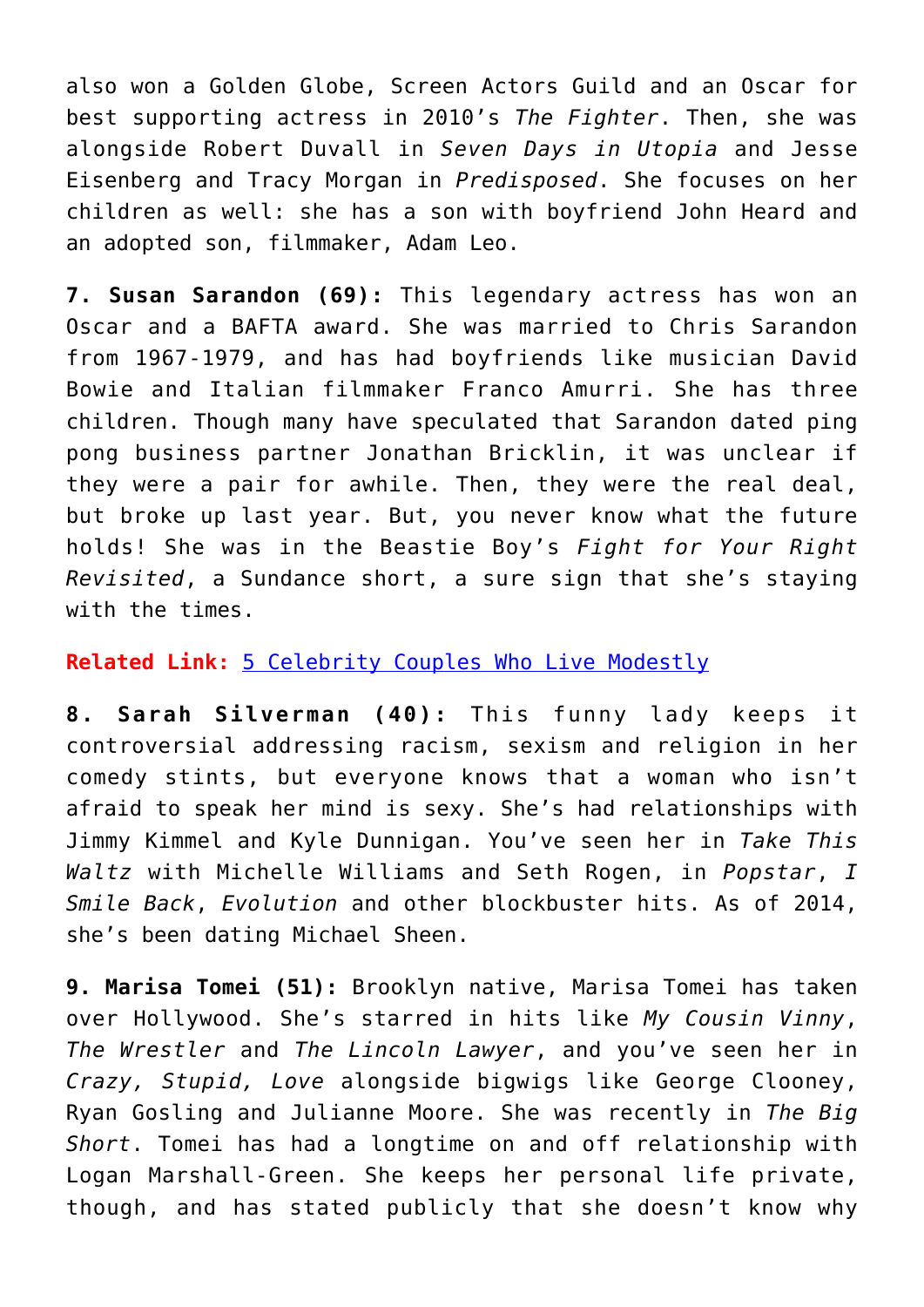also won a Golden Globe, Screen Actors Guild and an Oscar for best supporting actress in 2010's *The Fighter*. Then, she was alongside Robert Duvall in *Seven Days in Utopia* and Jesse Eisenberg and Tracy Morgan in *Predisposed*. She focuses on her children as well: she has a son with boyfriend John Heard and an adopted son, filmmaker, Adam Leo.

**7. Susan Sarandon (69):** This legendary actress has won an Oscar and a BAFTA award. She was married to Chris Sarandon from 1967-1979, and has had boyfriends like musician David Bowie and Italian filmmaker Franco Amurri. She has three children. Though many have speculated that Sarandon dated ping pong business partner Jonathan Bricklin, it was unclear if they were a pair for awhile. Then, they were the real deal, but broke up last year. But, you never know what the future holds! She was in the Beastie Boy's *Fight for Your Right Revisited*, a Sundance short, a sure sign that she's staying with the times.

**Related Link:** [5 Celebrity Couples Who Live Modestly]

**8. Sarah Silverman (40):** This funny lady keeps it controversial addressing racism, sexism and religion in her comedy stints, but everyone knows that a woman who isn't afraid to speak her mind is sexy. She's had relationships with Jimmy Kimmel and Kyle Dunnigan. You've seen her in *Take This Waltz* with Michelle Williams and Seth Rogen, in *Popstar*, *I Smile Back*, *Evolution* and other blockbuster hits. As of 2014, she's been dating Michael Sheen.

**9. Marisa Tomei (51):** Brooklyn native, Marisa Tomei has taken over Hollywood. She's starred in hits like *My Cousin Vinny*, *The Wrestler* and *The Lincoln Lawyer*, and you've seen her in *Crazy, Stupid, Love* alongside bigwigs like George Clooney, Ryan Gosling and Julianne Moore. She was recently in *The Big Short*. Tomei has had a longtime on and off relationship with Logan Marshall-Green. She keeps her personal life private, though, and has stated publicly that she doesn't know why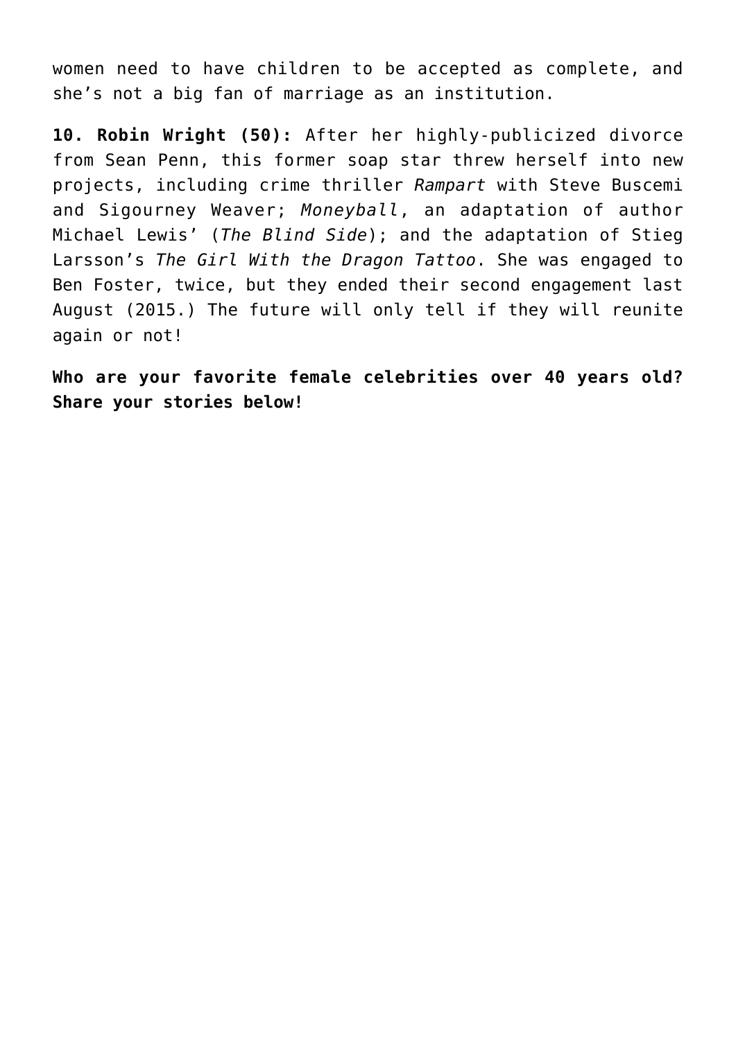women need to have children to be accepted as complete, and she's not a big fan of marriage as an institution.

**10. Robin Wright (50):** After her highly-publicized divorce from Sean Penn, this former soap star threw herself into new projects, including crime thriller *Rampart* with Steve Buscemi and Sigourney Weaver; *Moneyball*, an adaptation of author Michael Lewis' (*The Blind Side*); and the adaptation of Stieg Larsson's *The Girl With the Dragon Tattoo*. She was engaged to Ben Foster, twice, but they ended their second engagement last August (2015.) The future will only tell if they will reunite again or not!

**Who are your favorite female celebrities over 40 years old? Share your stories below!**